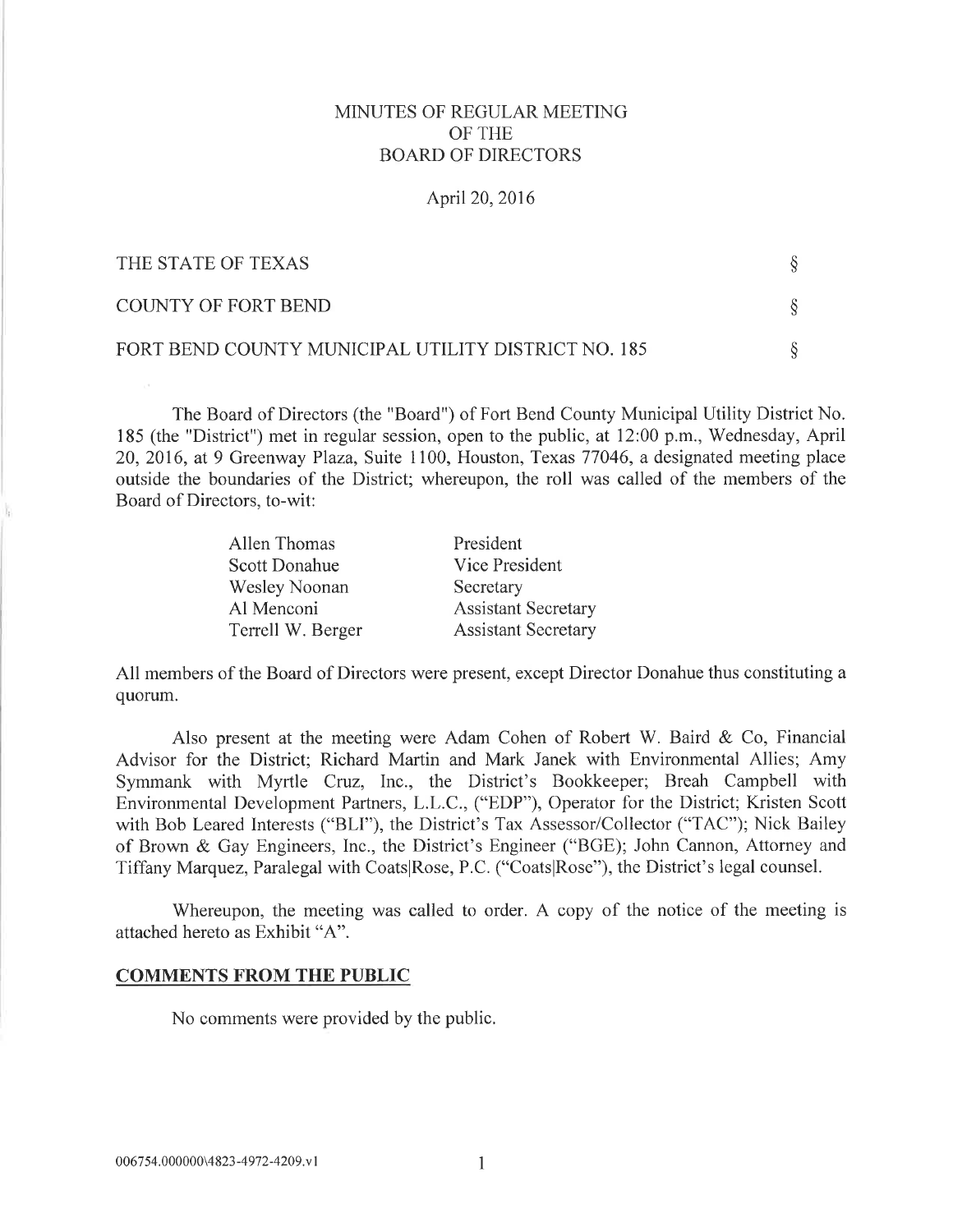# MINUTES OF REGULAR MEETING
# OF THE
# BOARD OF DIRECTORS

April 20, 2016

| | |
|---|---|
| THE STATE OF TEXAS | § |
| COUNTY OF FORT BEND | § |
| FORT BEND COUNTY MUNICIPAL UTILITY DISTRICT NO. 185 | § |

The Board of Directors (the "Board") of Fort Bend County Municipal Utility District No. 185 (the "District") met in regular session, open to the public, at 12:00 p.m., Wednesday, April 20, 2016, at 9 Greenway Plaza, Suite 1100, Houston, Texas 77046, a designated meeting place outside the boundaries of the District; whereupon, the roll was called of the members of the Board of Directors, to-wit:

| | |
|---|---|
| Allen Thomas | President |
| Scott Donahue | Vice President |
| Wesley Noonan | Secretary |
| Al Menconi | Assistant Secretary |
| Terrell W. Berger | Assistant Secretary |

All members of the Board of Directors were present, except Director Donahue thus constituting a quorum.

Also present at the meeting were Adam Cohen of Robert W. Baird & Co, Financial Advisor for the District; Richard Martin and Mark Janek with Environmental Allies; Amy Symmank with Myrtle Cruz, Inc., the District's Bookkeeper; Breah Campbell with Environmental Development Partners, L.L.C., ("EDP"), Operator for the District; Kristen Scott with Bob Leared Interests ("BLI"), the District's Tax Assessor/Collector ("TAC"); Nick Bailey of Brown & Gay Engineers, Inc., the District's Engineer ("BGE); John Cannon, Attorney and Tiffany Marquez, Paralegal with Coats|Rose, P.C. ("Coats|Rose"), the District's legal counsel.

Whereupon, the meeting was called to order. A copy of the notice of the meeting is attached hereto as Exhibit "A".

## COMMENTS FROM THE PUBLIC

No comments were provided by the public.

006754.000000\4823-4972-4209.v1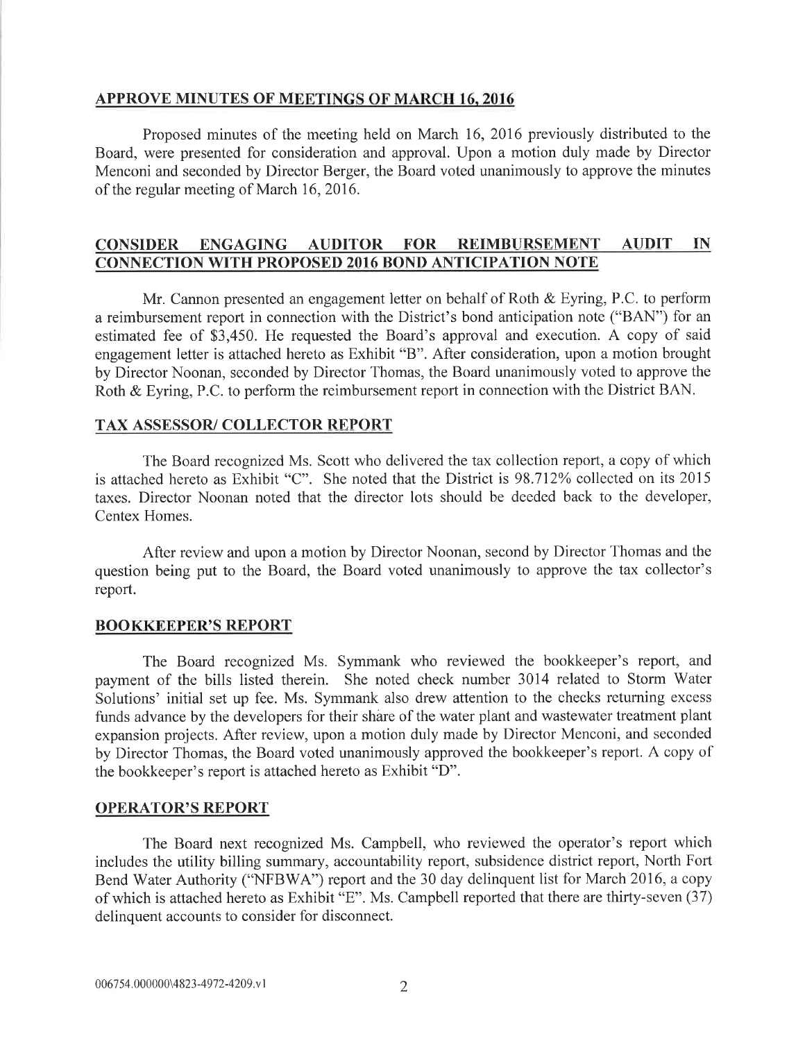## APPROVE MINUTES OF MEETINGS OF MARCH 16, 2016

Proposed minutes of the meeting held on March 16, 2016 previously distributed to the Board, were presented for consideration and approval. Upon a motion duly made by Director Menconi and seconded by Director Berger, the Board voted unanimously to approve the minutes of the regular meeting of March 16, 2016.

## CONSIDER ENGAGING AUDITOR FOR REIMBURSEMENT AUDIT IN CONNECTION WITH PROPOSED 2016 BOND ANTICIPATION NOTE

Mr. Cannon presented an engagement letter on behalf of Roth & Eyring, P.C. to perform a reimbursement report in connection with the District's bond anticipation note ("BAN") for an estimated fee of $3,450. He requested the Board's approval and execution. A copy of said engagement letter is attached hereto as Exhibit "B". After consideration, upon a motion brought by Director Noonan, seconded by Director Thomas, the Board unanimously voted to approve the Roth & Eyring, P.C. to perform the reimbursement report in connection with the District BAN.

## TAX ASSESSOR/ COLLECTOR REPORT

The Board recognized Ms. Scott who delivered the tax collection report, a copy of which is attached hereto as Exhibit "C". She noted that the District is 98.712% collected on its 2015 taxes. Director Noonan noted that the director lots should be deeded back to the developer, Centex Homes.

After review and upon a motion by Director Noonan, second by Director Thomas and the question being put to the Board, the Board voted unanimously to approve the tax collector's report.

## BOOKKEEPER'S REPORT

The Board recognized Ms. Symmank who reviewed the bookkeeper's report, and payment of the bills listed therein. She noted check number 3014 related to Storm Water Solutions' initial set up fee. Ms. Symmank also drew attention to the checks returning excess funds advance by the developers for their share of the water plant and wastewater treatment plant expansion projects. After review, upon a motion duly made by Director Menconi, and seconded by Director Thomas, the Board voted unanimously approved the bookkeeper's report. A copy of the bookkeeper's report is attached hereto as Exhibit "D".

## OPERATOR'S REPORT

The Board next recognized Ms. Campbell, who reviewed the operator's report which includes the utility billing summary, accountability report, subsidence district report, North Fort Bend Water Authority ("NFBWA") report and the 30 day delinquent list for March 2016, a copy of which is attached hereto as Exhibit "E". Ms. Campbell reported that there are thirty-seven (37) delinquent accounts to consider for disconnect.

006754.000000\4823-4972-4209.v1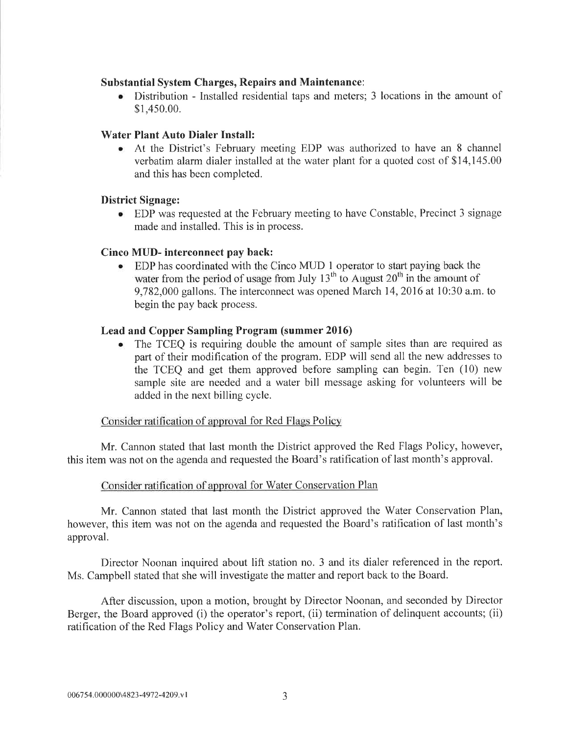**Substantial System Charges, Repairs and Maintenance**:

- Distribution - Installed residential taps and meters; 3 locations in the amount of $1,450.00.

**Water Plant Auto Dialer Install:**

- At the District's February meeting EDP was authorized to have an 8 channel verbatim alarm dialer installed at the water plant for a quoted cost of $14,145.00 and this has been completed.

**District Signage:**

- EDP was requested at the February meeting to have Constable, Precinct 3 signage made and installed. This is in process.

**Cinco MUD- interconnect pay back:**

- EDP has coordinated with the Cinco MUD 1 operator to start paying back the water from the period of usage from July 13th to August 20th in the amount of 9,782,000 gallons. The interconnect was opened March 14, 2016 at 10:30 a.m. to begin the pay back process.

**Lead and Copper Sampling Program (summer 2016)**

- The TCEQ is requiring double the amount of sample sites than are required as part of their modification of the program. EDP will send all the new addresses to the TCEQ and get them approved before sampling can begin. Ten (10) new sample site are needed and a water bill message asking for volunteers will be added in the next billing cycle.

Consider ratification of approval for Red Flags Policy

Mr. Cannon stated that last month the District approved the Red Flags Policy, however, this item was not on the agenda and requested the Board's ratification of last month's approval.

Consider ratification of approval for Water Conservation Plan

Mr. Cannon stated that last month the District approved the Water Conservation Plan, however, this item was not on the agenda and requested the Board's ratification of last month's approval.

Director Noonan inquired about lift station no. 3 and its dialer referenced in the report. Ms. Campbell stated that she will investigate the matter and report back to the Board.

After discussion, upon a motion, brought by Director Noonan, and seconded by Director Berger, the Board approved (i) the operator's report, (ii) termination of delinquent accounts; (ii) ratification of the Red Flags Policy and Water Conservation Plan.

006754.000000\4823-4972-4209.v1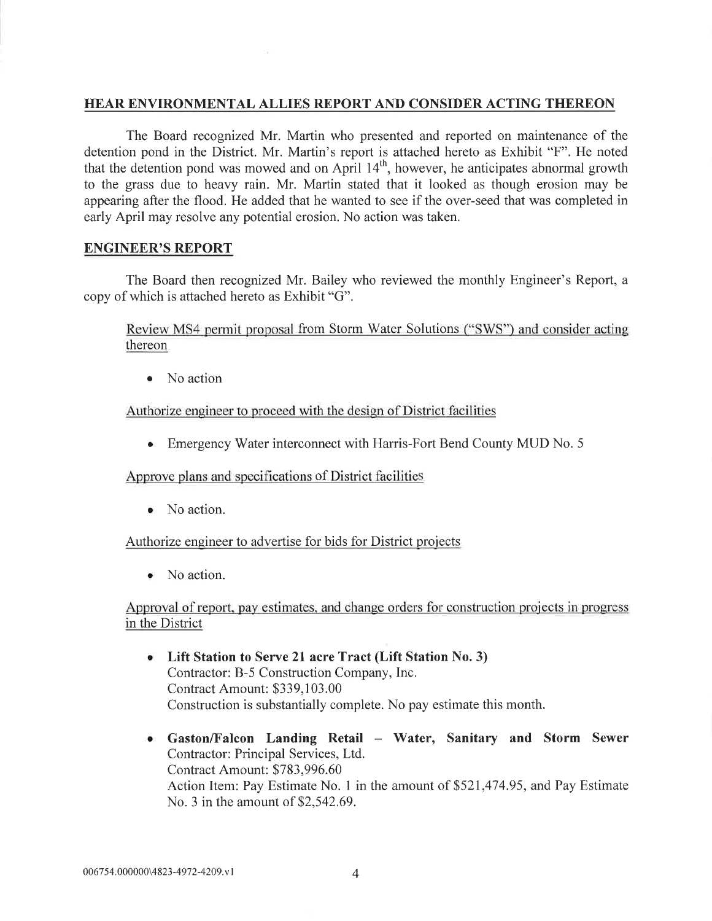## HEAR ENVIRONMENTAL ALLIES REPORT AND CONSIDER ACTING THEREON

The Board recognized Mr. Martin who presented and reported on maintenance of the detention pond in the District. Mr. Martin's report is attached hereto as Exhibit "F". He noted that the detention pond was mowed and on April 14th, however, he anticipates abnormal growth to the grass due to heavy rain. Mr. Martin stated that it looked as though erosion may be appearing after the flood. He added that he wanted to see if the over-seed that was completed in early April may resolve any potential erosion. No action was taken.

## ENGINEER'S REPORT

The Board then recognized Mr. Bailey who reviewed the monthly Engineer's Report, a copy of which is attached hereto as Exhibit "G".

Review MS4 permit proposal from Storm Water Solutions ("SWS") and consider acting thereon

- No action

Authorize engineer to proceed with the design of District facilities

- Emergency Water interconnect with Harris-Fort Bend County MUD No. 5

Approve plans and specifications of District facilities

- No action.

Authorize engineer to advertise for bids for District projects

- No action.

Approval of report, pay estimates, and change orders for construction projects in progress in the District

- **Lift Station to Serve 21 acre Tract (Lift Station No. 3)**
  Contractor: B-5 Construction Company, Inc.
  Contract Amount: $339,103.00
  Construction is substantially complete. No pay estimate this month.

- **Gaston/Falcon Landing Retail – Water, Sanitary and Storm Sewer**
  Contractor: Principal Services, Ltd.
  Contract Amount: $783,996.60
  Action Item: Pay Estimate No. 1 in the amount of $521,474.95, and Pay Estimate No. 3 in the amount of $2,542.69.

006754.000000\4823-4972-4209.v1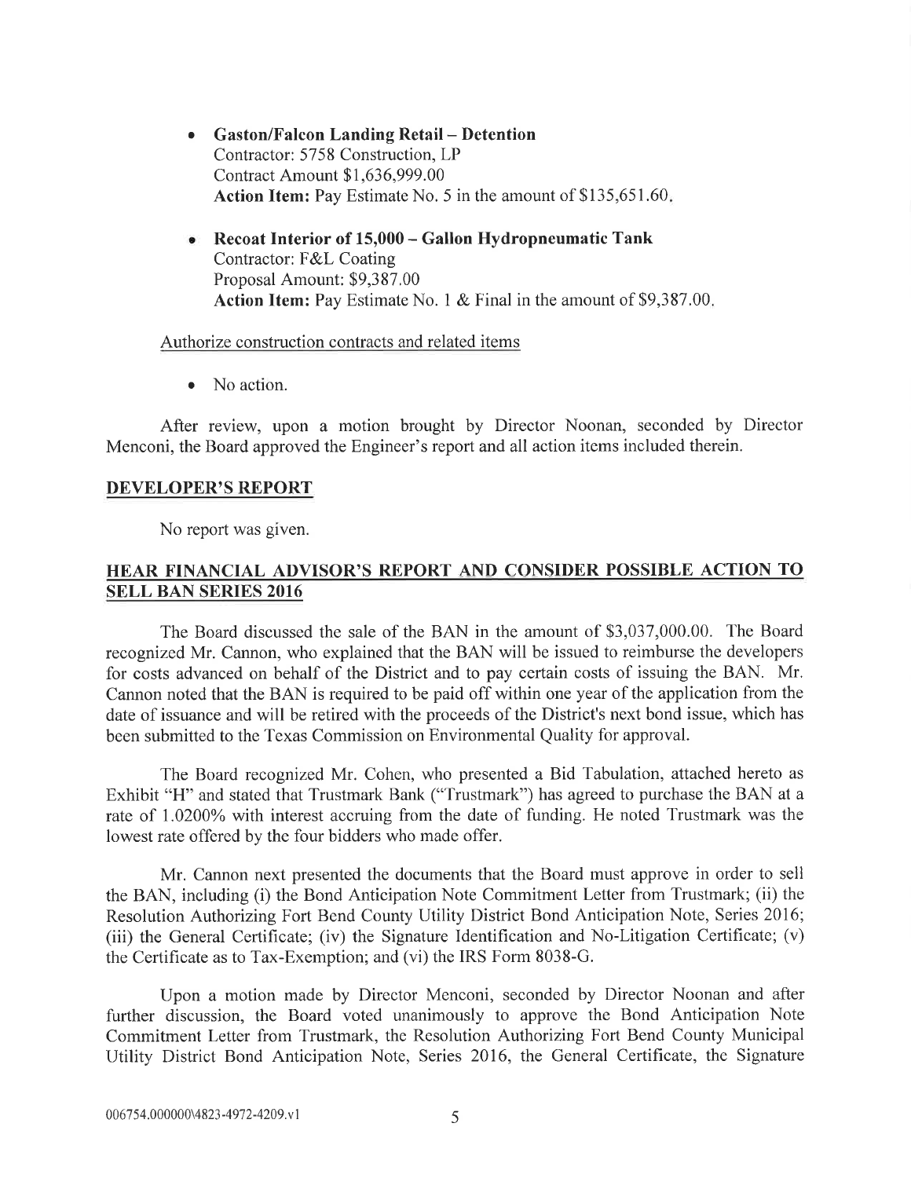- **Gaston/Falcon Landing Retail – Detention**
  Contractor: 5758 Construction, LP
  Contract Amount $1,636,999.00
  **Action Item:** Pay Estimate No. 5 in the amount of $135,651.60.

- **Recoat Interior of 15,000 – Gallon Hydropneumatic Tank**
  Contractor: F&L Coating
  Proposal Amount: $9,387.00
  **Action Item:** Pay Estimate No. 1 & Final in the amount of $9,387.00.

Authorize construction contracts and related items

- No action.

After review, upon a motion brought by Director Noonan, seconded by Director Menconi, the Board approved the Engineer's report and all action items included therein.

## DEVELOPER'S REPORT

No report was given.

## HEAR FINANCIAL ADVISOR'S REPORT AND CONSIDER POSSIBLE ACTION TO SELL BAN SERIES 2016

The Board discussed the sale of the BAN in the amount of $3,037,000.00. The Board recognized Mr. Cannon, who explained that the BAN will be issued to reimburse the developers for costs advanced on behalf of the District and to pay certain costs of issuing the BAN. Mr. Cannon noted that the BAN is required to be paid off within one year of the application from the date of issuance and will be retired with the proceeds of the District's next bond issue, which has been submitted to the Texas Commission on Environmental Quality for approval.

The Board recognized Mr. Cohen, who presented a Bid Tabulation, attached hereto as Exhibit "H" and stated that Trustmark Bank ("Trustmark") has agreed to purchase the BAN at a rate of 1.0200% with interest accruing from the date of funding. He noted Trustmark was the lowest rate offered by the four bidders who made offer.

Mr. Cannon next presented the documents that the Board must approve in order to sell the BAN, including (i) the Bond Anticipation Note Commitment Letter from Trustmark; (ii) the Resolution Authorizing Fort Bend County Utility District Bond Anticipation Note, Series 2016; (iii) the General Certificate; (iv) the Signature Identification and No-Litigation Certificate; (v) the Certificate as to Tax-Exemption; and (vi) the IRS Form 8038-G.

Upon a motion made by Director Menconi, seconded by Director Noonan and after further discussion, the Board voted unanimously to approve the Bond Anticipation Note Commitment Letter from Trustmark, the Resolution Authorizing Fort Bend County Municipal Utility District Bond Anticipation Note, Series 2016, the General Certificate, the Signature

006754.000000\4823-4972-4209.v1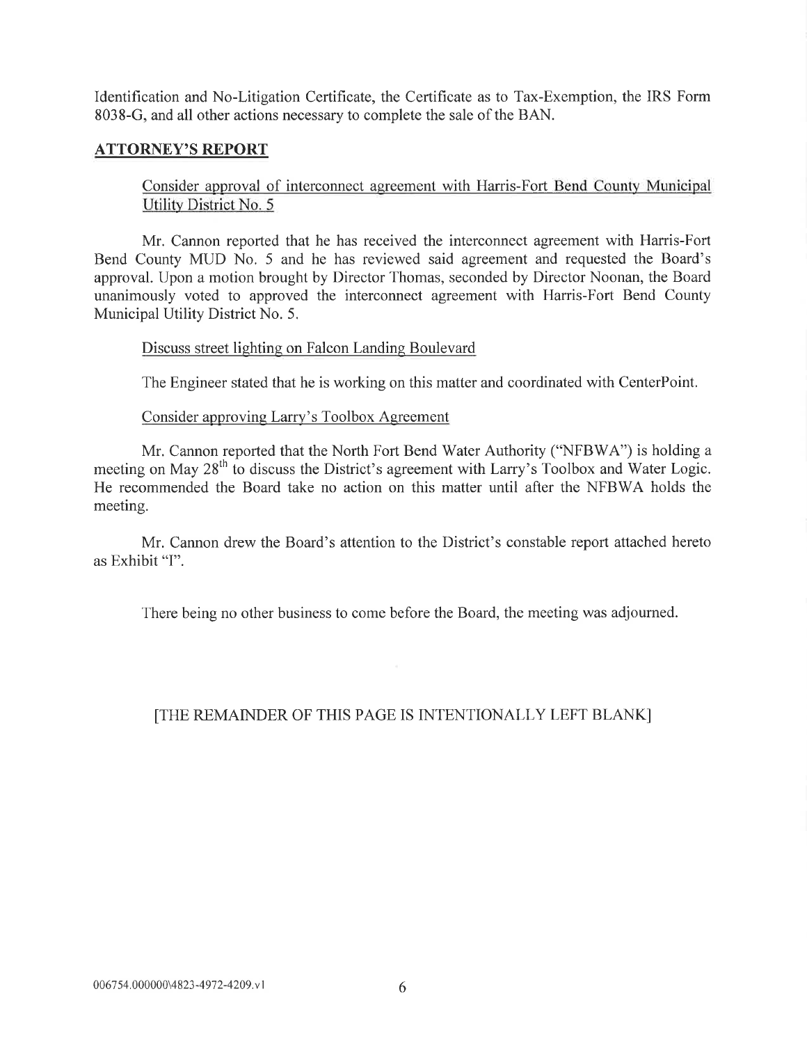Identification and No-Litigation Certificate, the Certificate as to Tax-Exemption, the IRS Form 8038-G, and all other actions necessary to complete the sale of the BAN.

## ATTORNEY'S REPORT

Consider approval of interconnect agreement with Harris-Fort Bend County Municipal Utility District No. 5

Mr. Cannon reported that he has received the interconnect agreement with Harris-Fort Bend County MUD No. 5 and he has reviewed said agreement and requested the Board's approval. Upon a motion brought by Director Thomas, seconded by Director Noonan, the Board unanimously voted to approved the interconnect agreement with Harris-Fort Bend County Municipal Utility District No. 5.

Discuss street lighting on Falcon Landing Boulevard

The Engineer stated that he is working on this matter and coordinated with CenterPoint.

Consider approving Larry's Toolbox Agreement

Mr. Cannon reported that the North Fort Bend Water Authority ("NFBWA") is holding a meeting on May 28th to discuss the District's agreement with Larry's Toolbox and Water Logic. He recommended the Board take no action on this matter until after the NFBWA holds the meeting.

Mr. Cannon drew the Board's attention to the District's constable report attached hereto as Exhibit "I".

There being no other business to come before the Board, the meeting was adjourned.

[THE REMAINDER OF THIS PAGE IS INTENTIONALLY LEFT BLANK]

006754.000000\4823-4972-4209.v1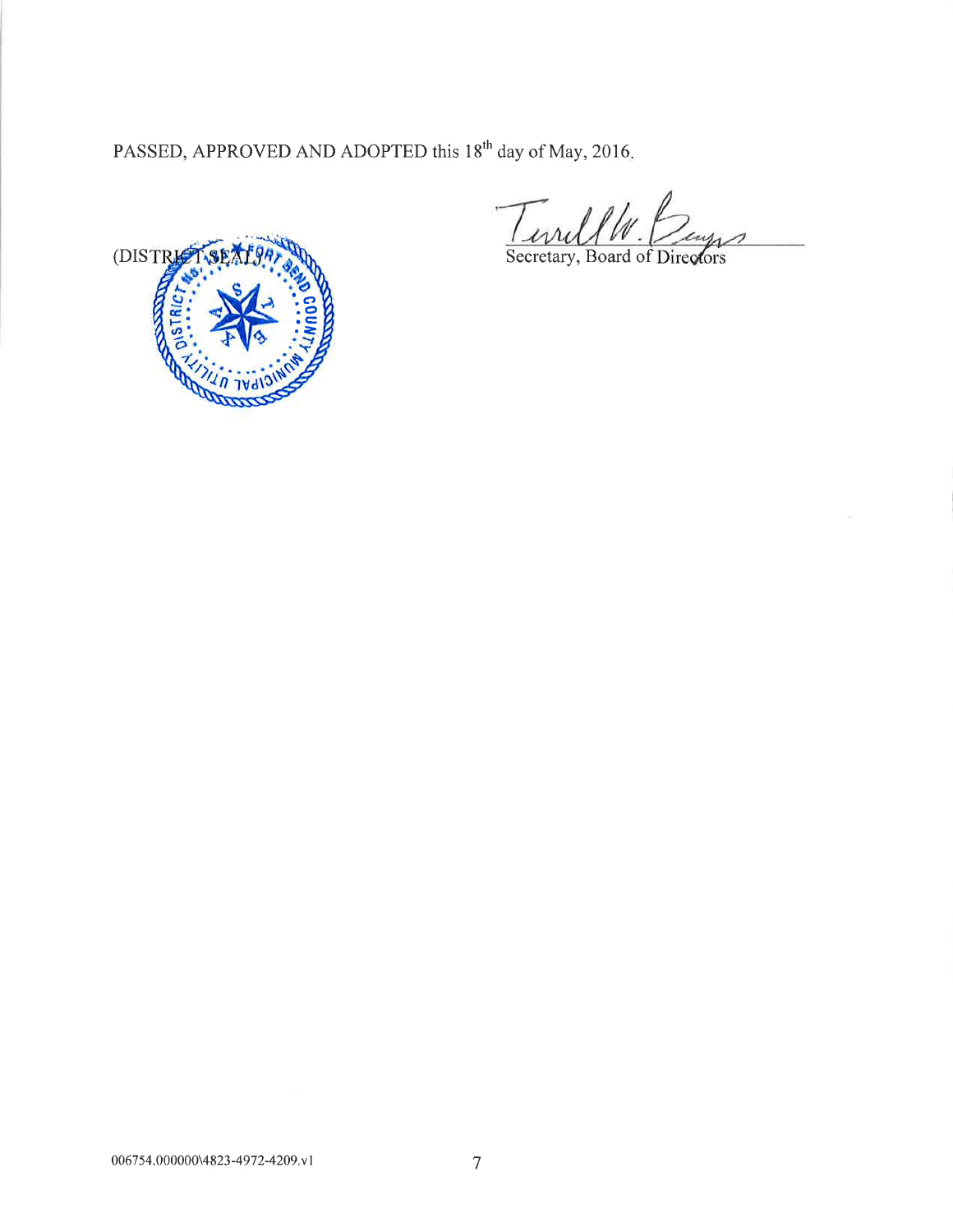PASSED, APPROVED AND ADOPTED this 18th day of May, 2016.

(DISTRICT SEAL)

Secretary, Board of Directors

006754.000000\4823-4972-4209.v1